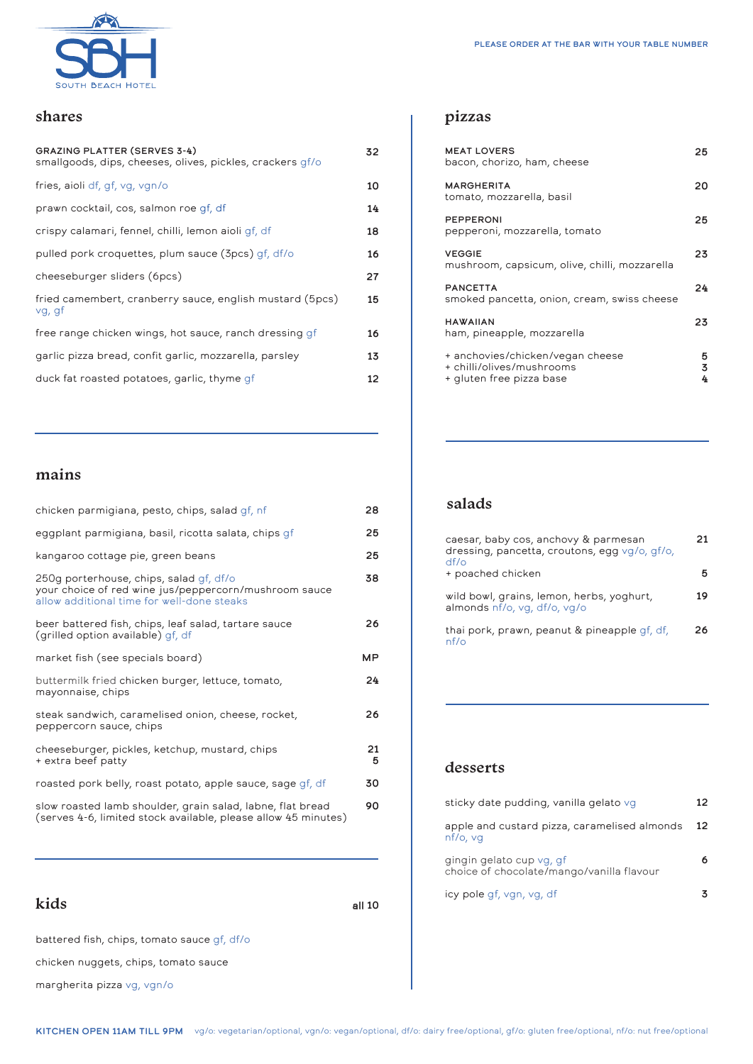SOUTH BEACH HOTEL

PLEASE ORDER AT THE BAR WITH YOUR TABLE NUMBER

## shares

| Item | Price |
|---|---|
| **GRAZING PLATTER (SERVES 3-4)** smallgoods, dips, cheeses, olives, pickles, crackers gf/o | 32 |
| fries, aioli df, gf, vg, vgn/o | 10 |
| prawn cocktail, cos, salmon roe gf, df | 14 |
| crispy calamari, fennel, chilli, lemon aioli gf, df | 18 |
| pulled pork croquettes, plum sauce (3pcs) gf, df/o | 16 |
| cheeseburger sliders (6pcs) | 27 |
| fried camembert, cranberry sauce, english mustard (5pcs) vg, gf | 15 |
| free range chicken wings, hot sauce, ranch dressing gf | 16 |
| garlic pizza bread, confit garlic, mozzarella, parsley | 13 |
| duck fat roasted potatoes, garlic, thyme gf | 12 |

## mains

| Item | Price |
|---|---|
| chicken parmigiana, pesto, chips, salad gf, nf | 28 |
| eggplant parmigiana, basil, ricotta salata, chips gf | 25 |
| kangaroo cottage pie, green beans | 25 |
| 250g porterhouse, chips, salad gf, df/o<br>your choice of red wine jus/peppercorn/mushroom sauce<br>allow additional time for well-done steaks | 38 |
| beer battered fish, chips, leaf salad, tartare sauce (grilled option available) gf, df | 26 |
| market fish (see specials board) | MP |
| buttermilk fried chicken burger, lettuce, tomato, mayonnaise, chips | 24 |
| steak sandwich, caramelised onion, cheese, rocket, peppercorn sauce, chips | 26 |
| cheeseburger, pickles, ketchup, mustard, chips<br>+ extra beef patty | 21<br>5 |
| roasted pork belly, roast potato, apple sauce, sage gf, df | 30 |
| slow roasted lamb shoulder, grain salad, labne, flat bread (serves 4-6, limited stock available, please allow 45 minutes) | 90 |

## kids

all 10

- battered fish, chips, tomato sauce gf, df/o
- chicken nuggets, chips, tomato sauce
- margherita pizza vg, vgn/o

## pizzas

| Item | Price |
|---|---|
| **MEAT LOVERS** bacon, chorizo, ham, cheese | 25 |
| **MARGHERITA** tomato, mozzarella, basil | 20 |
| **PEPPERONI** pepperoni, mozzarella, tomato | 25 |
| **VEGGIE** mushroom, capsicum, olive, chilli, mozzarella | 23 |
| **PANCETTA** smoked pancetta, onion, cream, swiss cheese | 24 |
| **HAWAIIAN** ham, pineapple, mozzarella | 23 |
| + anchovies/chicken/vegan cheese | 5 |
| + chilli/olives/mushrooms | 3 |
| + gluten free pizza base | 4 |

## salads

| Item | Price |
|---|---|
| caesar, baby cos, anchovy & parmesan dressing, pancetta, croutons, egg vg/o, gf/o, df/o | 21 |
| + poached chicken | 5 |
| wild bowl, grains, lemon, herbs, yoghurt, almonds nf/o, vg, df/o, vg/o | 19 |
| thai pork, prawn, peanut & pineapple gf, df, nf/o | 26 |

## desserts

| Item | Price |
|---|---|
| sticky date pudding, vanilla gelato vg | 12 |
| apple and custard pizza, caramelised almonds nf/o, vg | 12 |
| gingin gelato cup vg, gf<br>choice of chocolate/mango/vanilla flavour | 6 |
| icy pole gf, vgn, vg, df | 3 |

**KITCHEN OPEN 11AM TILL 9PM** vg/o: vegetarian/optional, vgn/o: vegan/optional, df/o: dairy free/optional, gf/o: gluten free/optional, nf/o: nut free/optional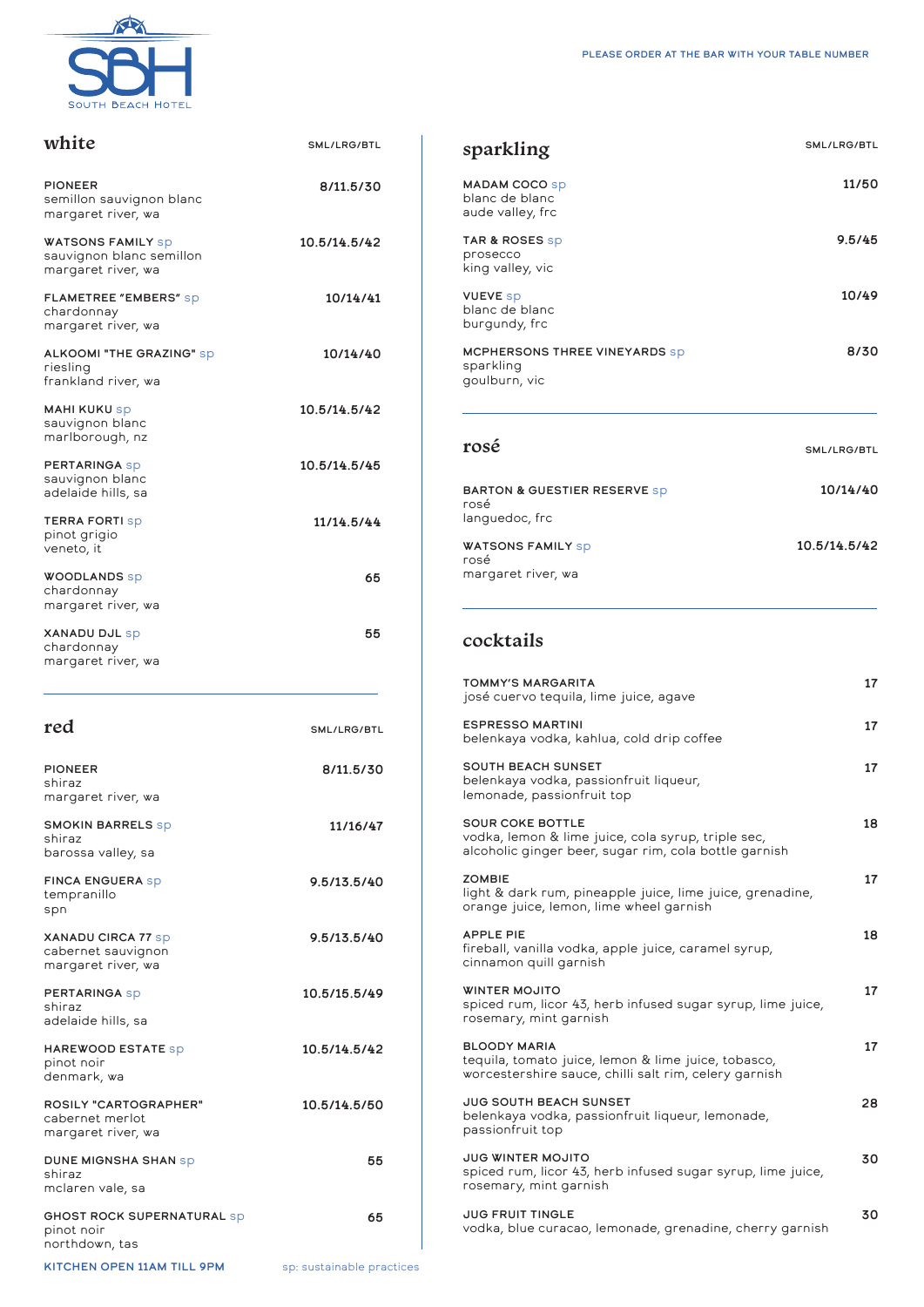SOUTH BEACH HOTEL

PLEASE ORDER AT THE BAR WITH YOUR TABLE NUMBER

## white

| | SML/LRG/BTL |
|---|---|
| **PIONEER**<br>semillon sauvignon blanc<br>margaret river, wa | 8/11.5/30 |
| **WATSONS FAMILY** sp<br>sauvignon blanc semillon<br>margaret river, wa | 10.5/14.5/42 |
| **FLAMETREE "EMBERS"** sp<br>chardonnay<br>margaret river, wa | 10/14/41 |
| **ALKOOMI "THE GRAZING"** sp<br>riesling<br>frankland river, wa | 10/14/40 |
| **MAHI KUKU** sp<br>sauvignon blanc<br>marlborough, nz | 10.5/14.5/42 |
| **PERTARINGA** sp<br>sauvignon blanc<br>adelaide hills, sa | 10.5/14.5/45 |
| **TERRA FORTI** sp<br>pinot grigio<br>veneto, it | 11/14.5/44 |
| **WOODLANDS** sp<br>chardonnay<br>margaret river, wa | 65 |
| **XANADU DJL** sp<br>chardonnay<br>margaret river, wa | 55 |

## red

| | SML/LRG/BTL |
|---|---|
| **PIONEER**<br>shiraz<br>margaret river, wa | 8/11.5/30 |
| **SMOKIN BARRELS** sp<br>shiraz<br>barossa valley, sa | 11/16/47 |
| **FINCA ENGUERA** sp<br>tempranillo<br>spn | 9.5/13.5/40 |
| **XANADU CIRCA 77** sp<br>cabernet sauvignon<br>margaret river, wa | 9.5/13.5/40 |
| **PERTARINGA** sp<br>shiraz<br>adelaide hills, sa | 10.5/15.5/49 |
| **HAREWOOD ESTATE** sp<br>pinot noir<br>denmark, wa | 10.5/14.5/42 |
| **ROSILY "CARTOGRAPHER"**<br>cabernet merlot<br>margaret river, wa | 10.5/14.5/50 |
| **DUNE MIGNSHA SHAN** sp<br>shiraz<br>mclaren vale, sa | 55 |
| **GHOST ROCK SUPERNATURAL** sp<br>pinot noir<br>northdown, tas | 65 |

## sparkling

| | SML/LRG/BTL |
|---|---|
| **MADAM COCO** sp<br>blanc de blanc<br>aude valley, frc | 11/50 |
| **TAR & ROSES** sp<br>prosecco<br>king valley, vic | 9.5/45 |
| **VUEVE** sp<br>blanc de blanc<br>burgundy, frc | 10/49 |
| **MCPHERSONS THREE VINEYARDS** sp<br>sparkling<br>goulburn, vic | 8/30 |

## rosé

| | SML/LRG/BTL |
|---|---|
| **BARTON & GUESTIER RESERVE** sp<br>rosé<br>languedoc, frc | 10/14/40 |
| **WATSONS FAMILY** sp<br>rosé<br>margaret river, wa | 10.5/14.5/42 |

## cocktails

| | |
|---|---|
| **TOMMY'S MARGARITA**<br>josé cuervo tequila, lime juice, agave | 17 |
| **ESPRESSO MARTINI**<br>belenkaya vodka, kahlua, cold drip coffee | 17 |
| **SOUTH BEACH SUNSET**<br>belenkaya vodka, passionfruit liqueur, lemonade, passionfruit top | 17 |
| **SOUR COKE BOTTLE**<br>vodka, lemon & lime juice, cola syrup, triple sec, alcoholic ginger beer, sugar rim, cola bottle garnish | 18 |
| **ZOMBIE**<br>light & dark rum, pineapple juice, lime juice, grenadine, orange juice, lemon, lime wheel garnish | 17 |
| **APPLE PIE**<br>fireball, vanilla vodka, apple juice, caramel syrup, cinnamon quill garnish | 18 |
| **WINTER MOJITO**<br>spiced rum, licor 43, herb infused sugar syrup, lime juice, rosemary, mint garnish | 17 |
| **BLOODY MARIA**<br>tequila, tomato juice, lemon & lime juice, tobasco, worcestershire sauce, chilli salt rim, celery garnish | 17 |
| **JUG SOUTH BEACH SUNSET**<br>belenkaya vodka, passionfruit liqueur, lemonade, passionfruit top | 28 |
| **JUG WINTER MOJITO**<br>spiced rum, licor 43, herb infused sugar syrup, lime juice, rosemary, mint garnish | 30 |
| **JUG FRUIT TINGLE**<br>vodka, blue curacao, lemonade, grenadine, cherry garnish | 30 |

KITCHEN OPEN 11AM TILL 9PM

sp: sustainable practices